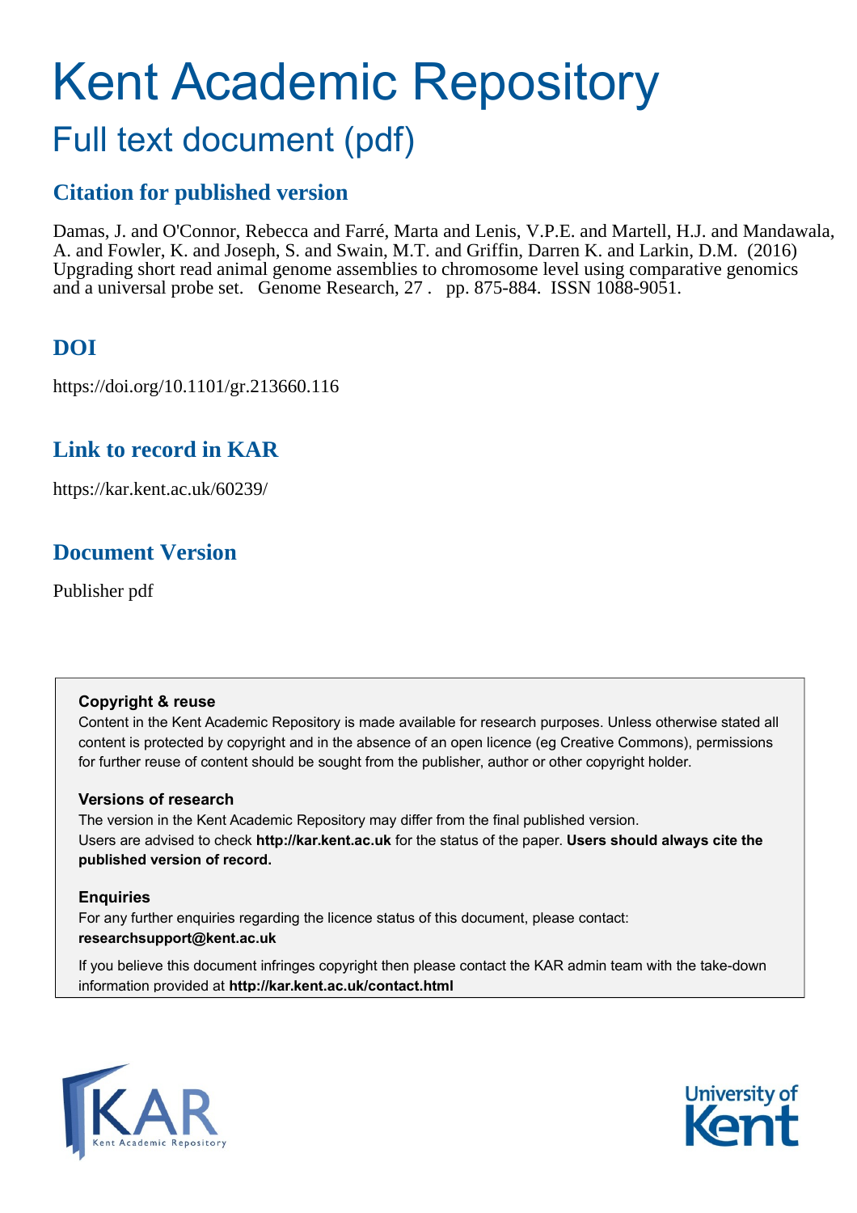# Kent Academic Repository

## Full text document (pdf)

### Citation for published version

Damas, J. and O'Connor, Rebecca and Farré, Marta and Lenis, V.P.E. and Martell, H.J. and Mandawala, A. and Fowler, K. and Joseph, S. and Swain, M.T. and Griffin, Darren K. and Larkin, D.M. (2016) Upgrading short read animal genome assemblies to chromosome level using comparative genomics and a universal probe set. Genome Research, 27 . pp. 875-884. ISSN 1088-9051.

### DOI

https://doi.org/10.1101/gr.213660.116

### Link to record in KAR

https://kar.kent.ac.uk/60239/

### Document Version

Publisher pdf

**Copyright & reuse**

Content in the Kent Academic Repository is made available for research purposes. Unless otherwise stated all content is protected by copyright and in the absence of an open licence (eg Creative Commons), permissions for further reuse of content should be sought from the publisher, author or other copyright holder.

**Versions of research**

The version in the Kent Academic Repository may differ from the final published version. Users are advised to check **http://kar.kent.ac.uk** for the status of the paper. **Users should always cite the published version of record.**

**Enquiries**

For any further enquiries regarding the licence status of this document, please contact: **researchsupport@kent.ac.uk**

If you believe this document infringes copyright then please contact the KAR admin team with the take-down information provided at **http://kar.kent.ac.uk/contact.html**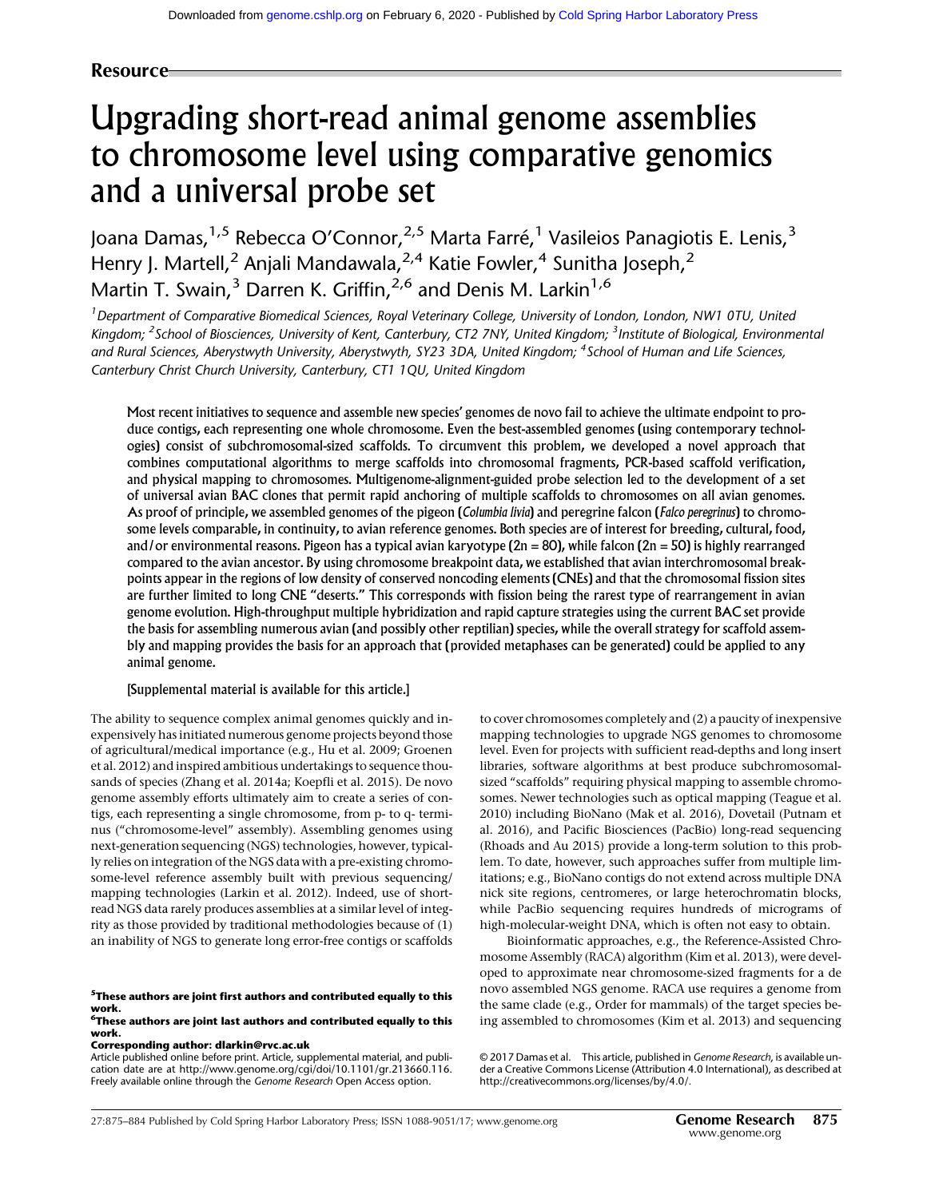## Resource

# Upgrading short-read animal genome assemblies to chromosome level using comparative genomics and a universal probe set

Joana Damas,[1,5] Rebecca O'Connor,[2,5] Marta Farré,[1] Vasileios Panagiotis E. Lenis,[3] Henry J. Martell,[2] Anjali Mandawala,[2,4] Katie Fowler,[4] Sunitha Joseph,[2] Martin T. Swain,[3] Darren K. Griffin,[2,6] and Denis M. Larkin[1,6]

[1]Department of Comparative Biomedical Sciences, Royal Veterinary College, University of London, London, NW1 0TU, United Kingdom; [2]School of Biosciences, University of Kent, Canterbury, CT2 7NY, United Kingdom; [3]Institute of Biological, Environmental and Rural Sciences, Aberystwyth University, Aberystwyth, SY23 3DA, United Kingdom; [4]School of Human and Life Sciences, Canterbury Christ Church University, Canterbury, CT1 1QU, United Kingdom

**Most recent initiatives to sequence and assemble new species' genomes de novo fail to achieve the ultimate endpoint to produce contigs, each representing one whole chromosome. Even the best-assembled genomes (using contemporary technologies) consist of subchromosomal-sized scaffolds. To circumvent this problem, we developed a novel approach that combines computational algorithms to merge scaffolds into chromosomal fragments, PCR-based scaffold verification, and physical mapping to chromosomes. Multigenome-alignment-guided probe selection led to the development of a set of universal avian BAC clones that permit rapid anchoring of multiple scaffolds to chromosomes on all avian genomes. As proof of principle, we assembled genomes of the pigeon (*Columbia livia*) and peregrine falcon (*Falco peregrinus*) to chromosome levels comparable, in continuity, to avian reference genomes. Both species are of interest for breeding, cultural, food, and/or environmental reasons. Pigeon has a typical avian karyotype (2n = 80), while falcon (2n = 50) is highly rearranged compared to the avian ancestor. By using chromosome breakpoint data, we established that avian interchromosomal breakpoints appear in the regions of low density of conserved noncoding elements (CNEs) and that the chromosomal fission sites are further limited to long CNE "deserts." This corresponds with fission being the rarest type of rearrangement in avian genome evolution. High-throughput multiple hybridization and rapid capture strategies using the current BAC set provide the basis for assembling numerous avian (and possibly other reptilian) species, while the overall strategy for scaffold assembly and mapping provides the basis for an approach that (provided metaphases can be generated) could be applied to any animal genome.**

**[Supplemental material is available for this article.]**

The ability to sequence complex animal genomes quickly and inexpensively has initiated numerous genome projects beyond those of agricultural/medical importance (e.g., Hu et al. 2009; Groenen et al. 2012) and inspired ambitious undertakings to sequence thousands of species (Zhang et al. 2014a; Koepfli et al. 2015). De novo genome assembly efforts ultimately aim to create a series of contigs, each representing a single chromosome, from p- to q- terminus ("chromosome-level" assembly). Assembling genomes using next-generation sequencing (NGS) technologies, however, typically relies on integration of the NGS data with a pre-existing chromosome-level reference assembly built with previous sequencing/mapping technologies (Larkin et al. 2012). Indeed, use of short-read NGS data rarely produces assemblies at a similar level of integrity as those provided by traditional methodologies because of (1) an inability of NGS to generate long error-free contigs or scaffolds to cover chromosomes completely and (2) a paucity of inexpensive mapping technologies to upgrade NGS genomes to chromosome level. Even for projects with sufficient read-depths and long insert libraries, software algorithms at best produce subchromosomal-sized "scaffolds" requiring physical mapping to assemble chromosomes. Newer technologies such as optical mapping (Teague et al. 2010) including BioNano (Mak et al. 2016), Dovetail (Putnam et al. 2016), and Pacific Biosciences (PacBio) long-read sequencing (Rhoads and Au 2015) provide a long-term solution to this problem. To date, however, such approaches suffer from multiple limitations; e.g., BioNano contigs do not extend across multiple DNA nick site regions, centromeres, or large heterochromatin blocks, while PacBio sequencing requires hundreds of micrograms of high-molecular-weight DNA, which is often not easy to obtain.

Bioinformatic approaches, e.g., the Reference-Assisted Chromosome Assembly (RACA) algorithm (Kim et al. 2013), were developed to approximate near chromosome-sized fragments for a de novo assembled NGS genome. RACA use requires a genome from the same clade (e.g., Order for mammals) of the target species being assembled to chromosomes (Kim et al. 2013) and sequencing

[5]**These authors are joint first authors and contributed equally to this work.**
[6]**These authors are joint last authors and contributed equally to this work.**
**Corresponding author: dlarkin@rvc.ac.uk**
Article published online before print. Article, supplemental material, and publication date are at http://www.genome.org/cgi/doi/10.1101/gr.213660.116. Freely available online through the *Genome Research* Open Access option.

© 2017 Damas et al. This article, published in *Genome Research*, is available under a Creative Commons License (Attribution 4.0 International), as described at http://creativecommons.org/licenses/by/4.0/.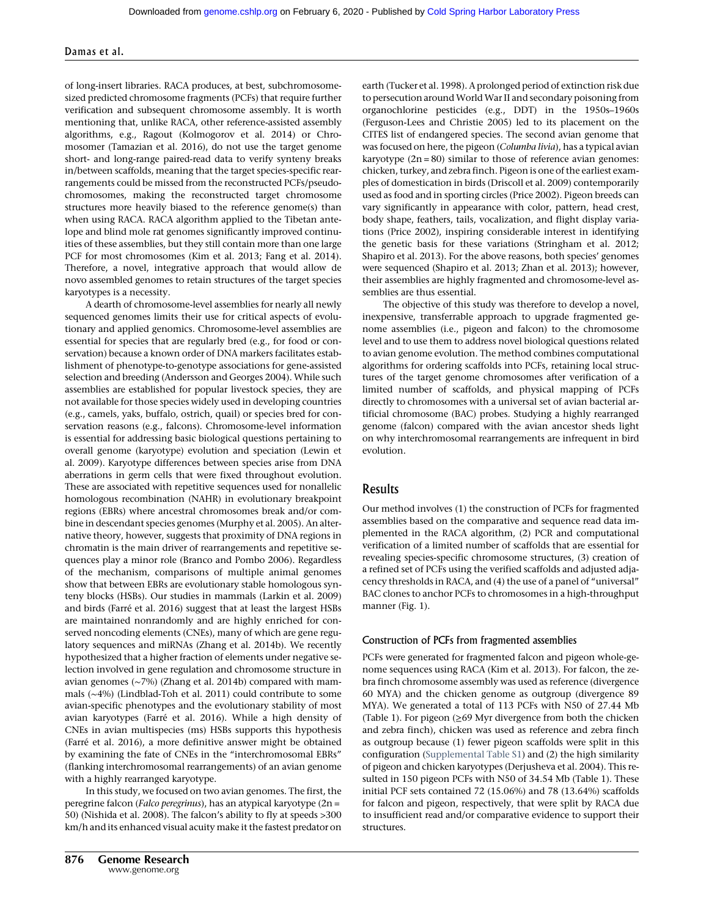of long-insert libraries. RACA produces, at best, subchromosome-sized predicted chromosome fragments (PCFs) that require further verification and subsequent chromosome assembly. It is worth mentioning that, unlike RACA, other reference-assisted assembly algorithms, e.g., Ragout (Kolmogorov et al. 2014) or Chromosomer (Tamazian et al. 2016), do not use the target genome short- and long-range paired-read data to verify synteny breaks in/between scaffolds, meaning that the target species-specific rearrangements could be missed from the reconstructed PCFs/pseudochromosomes, making the reconstructed target chromosome structures more heavily biased to the reference genome(s) than when using RACA. RACA algorithm applied to the Tibetan antelope and blind mole rat genomes significantly improved continuities of these assemblies, but they still contain more than one large PCF for most chromosomes (Kim et al. 2013; Fang et al. 2014). Therefore, a novel, integrative approach that would allow de novo assembled genomes to retain structures of the target species karyotypes is a necessity.

A dearth of chromosome-level assemblies for nearly all newly sequenced genomes limits their use for critical aspects of evolutionary and applied genomics. Chromosome-level assemblies are essential for species that are regularly bred (e.g., for food or conservation) because a known order of DNA markers facilitates establishment of phenotype-to-genotype associations for gene-assisted selection and breeding (Andersson and Georges 2004). While such assemblies are established for popular livestock species, they are not available for those species widely used in developing countries (e.g., camels, yaks, buffalo, ostrich, quail) or species bred for conservation reasons (e.g., falcons). Chromosome-level information is essential for addressing basic biological questions pertaining to overall genome (karyotype) evolution and speciation (Lewin et al. 2009). Karyotype differences between species arise from DNA aberrations in germ cells that were fixed throughout evolution. These are associated with repetitive sequences used for nonallelic homologous recombination (NAHR) in evolutionary breakpoint regions (EBRs) where ancestral chromosomes break and/or combine in descendant species genomes (Murphy et al. 2005). An alternative theory, however, suggests that proximity of DNA regions in chromatin is the main driver of rearrangements and repetitive sequences play a minor role (Branco and Pombo 2006). Regardless of the mechanism, comparisons of multiple animal genomes show that between EBRs are evolutionary stable homologous synteny blocks (HSBs). Our studies in mammals (Larkin et al. 2009) and birds (Farré et al. 2016) suggest that at least the largest HSBs are maintained nonrandomly and are highly enriched for conserved noncoding elements (CNEs), many of which are gene regulatory sequences and miRNAs (Zhang et al. 2014b). We recently hypothesized that a higher fraction of elements under negative selection involved in gene regulation and chromosome structure in avian genomes (~7%) (Zhang et al. 2014b) compared with mammals (~4%) (Lindblad-Toh et al. 2011) could contribute to some avian-specific phenotypes and the evolutionary stability of most avian karyotypes (Farré et al. 2016). While a high density of CNEs in avian multispecies (ms) HSBs supports this hypothesis (Farré et al. 2016), a more definitive answer might be obtained by examining the fate of CNEs in the "interchromosomal EBRs" (flanking interchromosomal rearrangements) of an avian genome with a highly rearranged karyotype.

In this study, we focused on two avian genomes. The first, the peregrine falcon (*Falco peregrinus*), has an atypical karyotype (2n = 50) (Nishida et al. 2008). The falcon's ability to fly at speeds >300 km/h and its enhanced visual acuity make it the fastest predator on earth (Tucker et al. 1998). A prolonged period of extinction risk due to persecution around World War II and secondary poisoning from organochlorine pesticides (e.g., DDT) in the 1950s–1960s (Ferguson-Lees and Christie 2005) led to its placement on the CITES list of endangered species. The second avian genome that was focused on here, the pigeon (*Columba livia*), has a typical avian karyotype (2n = 80) similar to those of reference avian genomes: chicken, turkey, and zebra finch. Pigeon is one of the earliest examples of domestication in birds (Driscoll et al. 2009) contemporarily used as food and in sporting circles (Price 2002). Pigeon breeds can vary significantly in appearance with color, pattern, head crest, body shape, feathers, tails, vocalization, and flight display variations (Price 2002), inspiring considerable interest in identifying the genetic basis for these variations (Stringham et al. 2012; Shapiro et al. 2013). For the above reasons, both species' genomes were sequenced (Shapiro et al. 2013; Zhan et al. 2013); however, their assemblies are highly fragmented and chromosome-level assemblies are thus essential.

The objective of this study was therefore to develop a novel, inexpensive, transferrable approach to upgrade fragmented genome assemblies (i.e., pigeon and falcon) to the chromosome level and to use them to address novel biological questions related to avian genome evolution. The method combines computational algorithms for ordering scaffolds into PCFs, retaining local structures of the target genome chromosomes after verification of a limited number of scaffolds, and physical mapping of PCFs directly to chromosomes with a universal set of avian bacterial artificial chromosome (BAC) probes. Studying a highly rearranged genome (falcon) compared with the avian ancestor sheds light on why interchromosomal rearrangements are infrequent in bird evolution.

## Results

Our method involves (1) the construction of PCFs for fragmented assemblies based on the comparative and sequence read data implemented in the RACA algorithm, (2) PCR and computational verification of a limited number of scaffolds that are essential for revealing species-specific chromosome structures, (3) creation of a refined set of PCFs using the verified scaffolds and adjusted adjacency thresholds in RACA, and (4) the use of a panel of "universal" BAC clones to anchor PCFs to chromosomes in a high-throughput manner (Fig. 1).

### Construction of PCFs from fragmented assemblies

PCFs were generated for fragmented falcon and pigeon whole-genome sequences using RACA (Kim et al. 2013). For falcon, the zebra finch chromosome assembly was used as reference (divergence 60 MYA) and the chicken genome as outgroup (divergence 89 MYA). We generated a total of 113 PCFs with N50 of 27.44 Mb (Table 1). For pigeon (≥69 Myr divergence from both the chicken and zebra finch), chicken was used as reference and zebra finch as outgroup because (1) fewer pigeon scaffolds were split in this configuration (Supplemental Table S1) and (2) the high similarity of pigeon and chicken karyotypes (Derjusheva et al. 2004). This resulted in 150 pigeon PCFs with N50 of 34.54 Mb (Table 1). These initial PCF sets contained 72 (15.06%) and 78 (13.64%) scaffolds for falcon and pigeon, respectively, that were split by RACA due to insufficient read and/or comparative evidence to support their structures.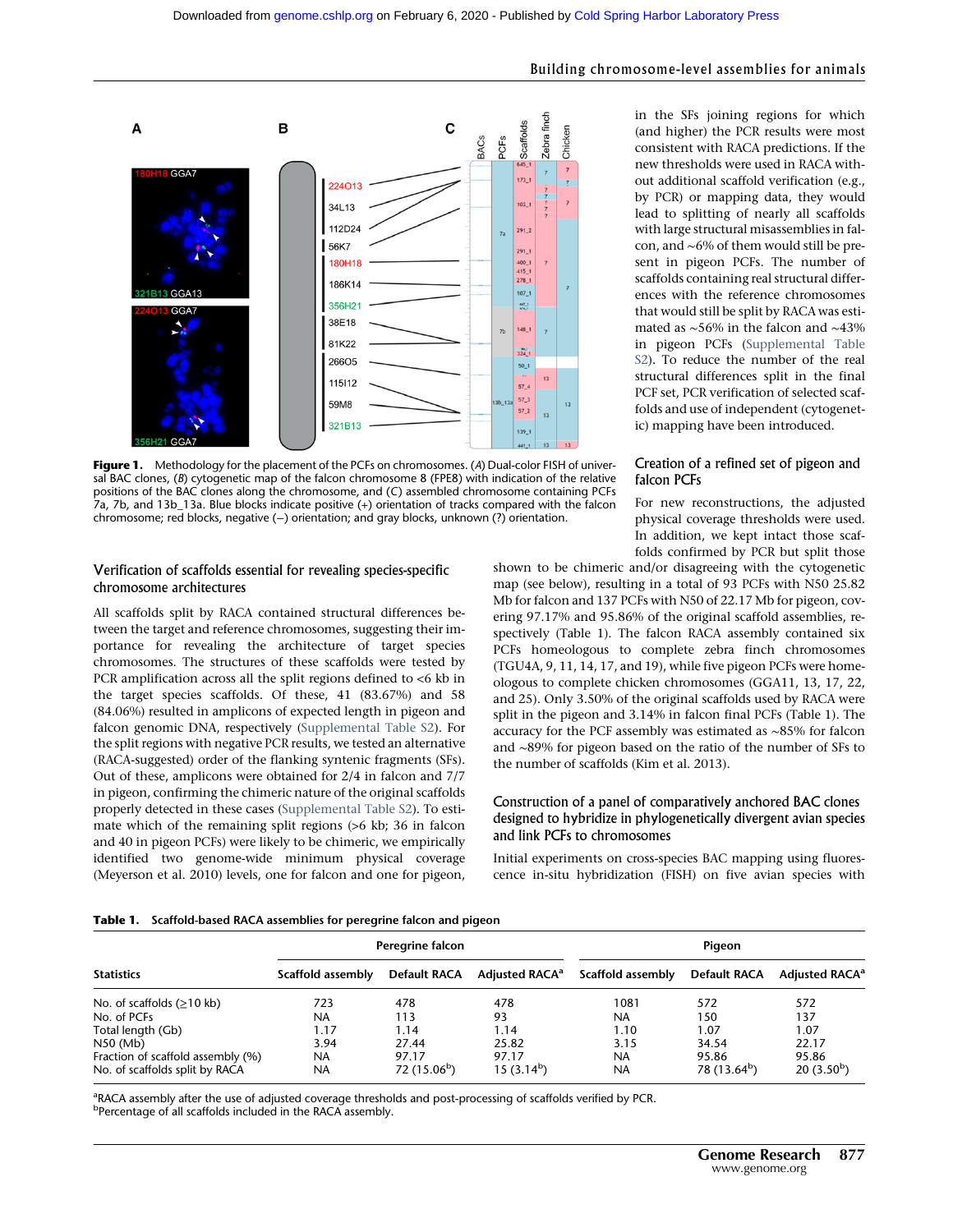**Figure 1.** Methodology for the placement of the PCFs on chromosomes. (*A*) Dual-color FISH of universal BAC clones, (*B*) cytogenetic map of the falcon chromosome 8 (FPE8) with indication of the relative positions of the BAC clones along the chromosome, and (*C*) assembled chromosome containing PCFs 7a, 7b, and 13b_13a. Blue blocks indicate positive (+) orientation of tracks compared with the falcon chromosome; red blocks, negative (−) orientation; and gray blocks, unknown (?) orientation.

in the SFs joining regions for which (and higher) the PCR results were most consistent with RACA predictions. If the new thresholds were used in RACA without additional scaffold verification (e.g., by PCR) or mapping data, they would lead to splitting of nearly all scaffolds with large structural misassemblies in falcon, and ∼6% of them would still be present in pigeon PCFs. The number of scaffolds containing real structural differences with the reference chromosomes that would still be split by RACA was estimated as ∼56% in the falcon and ∼43% in pigeon PCFs (Supplemental Table S2). To reduce the number of the real structural differences split in the final PCF set, PCR verification of selected scaffolds and use of independent (cytogenetic) mapping have been introduced.

## Creation of a refined set of pigeon and falcon PCFs

For new reconstructions, the adjusted physical coverage thresholds were used. In addition, we kept intact those scaffolds confirmed by PCR but split those shown to be chimeric and/or disagreeing with the cytogenetic map (see below), resulting in a total of 93 PCFs with N50 25.82 Mb for falcon and 137 PCFs with N50 of 22.17 Mb for pigeon, covering 97.17% and 95.86% of the original scaffold assemblies, respectively (Table 1). The falcon RACA assembly contained six PCFs homeologous to complete zebra finch chromosomes (TGU4A, 9, 11, 14, 17, and 19), while five pigeon PCFs were homeologous to complete chicken chromosomes (GGA11, 13, 17, 22, and 25). Only 3.50% of the original scaffolds used by RACA were split in the pigeon and 3.14% in falcon final PCFs (Table 1). The accuracy for the PCF assembly was estimated as ∼85% for falcon and ∼89% for pigeon based on the ratio of the number of SFs to the number of scaffolds (Kim et al. 2013).

## Verification of scaffolds essential for revealing species-specific chromosome architectures

All scaffolds split by RACA contained structural differences between the target and reference chromosomes, suggesting their importance for revealing the architecture of target species chromosomes. The structures of these scaffolds were tested by PCR amplification across all the split regions defined to <6 kb in the target species scaffolds. Of these, 41 (83.67%) and 58 (84.06%) resulted in amplicons of expected length in pigeon and falcon genomic DNA, respectively (Supplemental Table S2). For the split regions with negative PCR results, we tested an alternative (RACA-suggested) order of the flanking syntenic fragments (SFs). Out of these, amplicons were obtained for 2/4 in falcon and 7/7 in pigeon, confirming the chimeric nature of the original scaffolds properly detected in these cases (Supplemental Table S2). To estimate which of the remaining split regions (>6 kb; 36 in falcon and 40 in pigeon PCFs) were likely to be chimeric, we empirically identified two genome-wide minimum physical coverage (Meyerson et al. 2010) levels, one for falcon and one for pigeon,

## Construction of a panel of comparatively anchored BAC clones designed to hybridize in phylogenetically divergent avian species and link PCFs to chromosomes

Initial experiments on cross-species BAC mapping using fluorescence in-situ hybridization (FISH) on five avian species with

**Table 1.** Scaffold-based RACA assemblies for peregrine falcon and pigeon

| Statistics | Peregrine falcon | | | Pigeon | | |
|---|---|---|---|---|---|---|
| | Scaffold assembly | Default RACA | Adjusted RACA[a] | Scaffold assembly | Default RACA | Adjusted RACA[a] |
| No. of scaffolds (≥10 kb) | 723 | 478 | 478 | 1081 | 572 | 572 |
| No. of PCFs | NA | 113 | 93 | NA | 150 | 137 |
| Total length (Gb) | 1.17 | 1.14 | 1.14 | 1.10 | 1.07 | 1.07 |
| N50 (Mb) | 3.94 | 27.44 | 25.82 | 3.15 | 34.54 | 22.17 |
| Fraction of scaffold assembly (%) | NA | 97.17 | 97.17 | NA | 95.86 | 95.86 |
| No. of scaffolds split by RACA | NA | 72 (15.06[b]) | 15 (3.14[b]) | NA | 78 (13.64[b]) | 20 (3.50[b]) |

[a]RACA assembly after the use of adjusted coverage thresholds and post-processing of scaffolds verified by PCR.
[b]Percentage of all scaffolds included in the RACA assembly.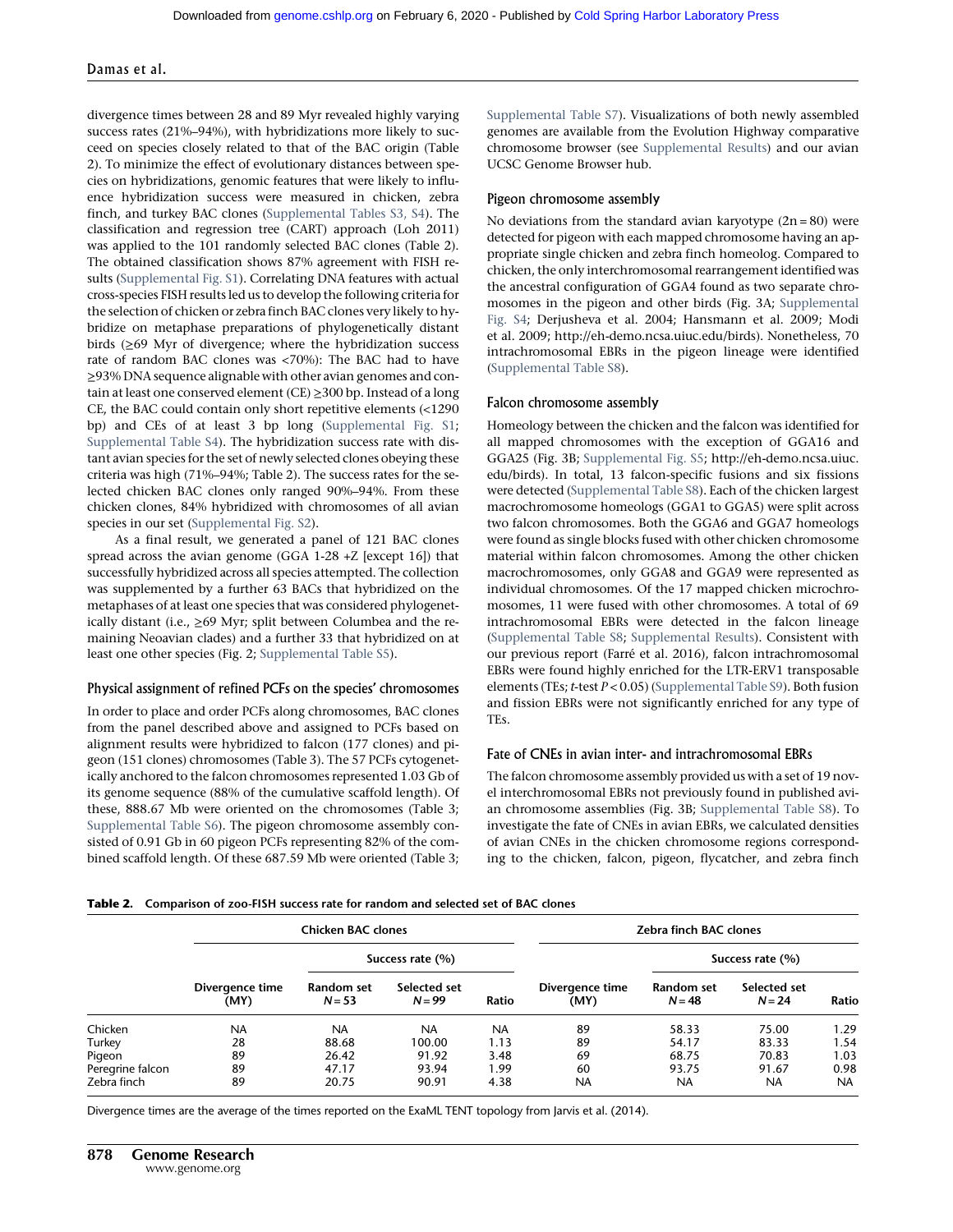divergence times between 28 and 89 Myr revealed highly varying success rates (21%–94%), with hybridizations more likely to succeed on species closely related to that of the BAC origin (Table 2). To minimize the effect of evolutionary distances between species on hybridizations, genomic features that were likely to influence hybridization success were measured in chicken, zebra finch, and turkey BAC clones (Supplemental Tables S3, S4). The classification and regression tree (CART) approach (Loh 2011) was applied to the 101 randomly selected BAC clones (Table 2). The obtained classification shows 87% agreement with FISH results (Supplemental Fig. S1). Correlating DNA features with actual cross-species FISH results led us to develop the following criteria for the selection of chicken or zebra finch BAC clones very likely to hybridize on metaphase preparations of phylogenetically distant birds (≥69 Myr of divergence; where the hybridization success rate of random BAC clones was <70%): The BAC had to have ≥93% DNA sequence alignable with other avian genomes and contain at least one conserved element (CE) ≥300 bp. Instead of a long CE, the BAC could contain only short repetitive elements (<1290 bp) and CEs of at least 3 bp long (Supplemental Fig. S1; Supplemental Table S4). The hybridization success rate with distant avian species for the set of newly selected clones obeying these criteria was high (71%–94%; Table 2). The success rates for the selected chicken BAC clones only ranged 90%–94%. From these chicken clones, 84% hybridized with chromosomes of all avian species in our set (Supplemental Fig. S2).

As a final result, we generated a panel of 121 BAC clones spread across the avian genome (GGA 1-28 +Z [except 16]) that successfully hybridized across all species attempted. The collection was supplemented by a further 63 BACs that hybridized on the metaphases of at least one species that was considered phylogenetically distant (i.e., ≥69 Myr; split between Columbea and the remaining Neoavian clades) and a further 33 that hybridized on at least one other species (Fig. 2; Supplemental Table S5).

## Physical assignment of refined PCFs on the species' chromosomes

In order to place and order PCFs along chromosomes, BAC clones from the panel described above and assigned to PCFs based on alignment results were hybridized to falcon (177 clones) and pigeon (151 clones) chromosomes (Table 3). The 57 PCFs cytogenetically anchored to the falcon chromosomes represented 1.03 Gb of its genome sequence (88% of the cumulative scaffold length). Of these, 888.67 Mb were oriented on the chromosomes (Table 3; Supplemental Table S6). The pigeon chromosome assembly consisted of 0.91 Gb in 60 pigeon PCFs representing 82% of the combined scaffold length. Of these 687.59 Mb were oriented (Table 3; Supplemental Table S7). Visualizations of both newly assembled genomes are available from the Evolution Highway comparative chromosome browser (see Supplemental Results) and our avian UCSC Genome Browser hub.

## Pigeon chromosome assembly

No deviations from the standard avian karyotype (2n = 80) were detected for pigeon with each mapped chromosome having an appropriate single chicken and zebra finch homeolog. Compared to chicken, the only interchromosomal rearrangement identified was the ancestral configuration of GGA4 found as two separate chromosomes in the pigeon and other birds (Fig. 3A; Supplemental Fig. S4; Derjusheva et al. 2004; Hansmann et al. 2009; Modi et al. 2009; http://eh-demo.ncsa.uiuc.edu/birds). Nonetheless, 70 intrachromosomal EBRs in the pigeon lineage were identified (Supplemental Table S8).

## Falcon chromosome assembly

Homeology between the chicken and the falcon was identified for all mapped chromosomes with the exception of GGA16 and GGA25 (Fig. 3B; Supplemental Fig. S5; http://eh-demo.ncsa.uiuc.edu/birds). In total, 13 falcon-specific fusions and six fissions were detected (Supplemental Table S8). Each of the chicken largest macrochromosome homeologs (GGA1 to GGA5) were split across two falcon chromosomes. Both the GGA6 and GGA7 homeologs were found as single blocks fused with other chicken chromosome material within falcon chromosomes. Among the other chicken macrochromosomes, only GGA8 and GGA9 were represented as individual chromosomes. Of the 17 mapped chicken microchromosomes, 11 were fused with other chromosomes. A total of 69 intrachromosomal EBRs were detected in the falcon lineage (Supplemental Table S8; Supplemental Results). Consistent with our previous report (Farré et al. 2016), falcon intrachromosomal EBRs were found highly enriched for the LTR-ERV1 transposable elements (TEs; *t*-test $P < 0.05$) (Supplemental Table S9). Both fusion and fission EBRs were not significantly enriched for any type of TEs.

## Fate of CNEs in avian inter- and intrachromosomal EBRs

The falcon chromosome assembly provided us with a set of 19 novel interchromosomal EBRs not previously found in published avian chromosome assemblies (Fig. 3B; Supplemental Table S8). To investigate the fate of CNEs in avian EBRs, we calculated densities of avian CNEs in the chicken chromosome regions corresponding to the chicken, falcon, pigeon, flycatcher, and zebra finch

**Table 2.** Comparison of zoo-FISH success rate for random and selected set of BAC clones

| | Chicken BAC clones | | | | Zebra finch BAC clones | | | |
|---|---|---|---|---|---|---|---|---|
| | | Success rate (%) | | | | Success rate (%) | | |
| | Divergence time (MY) | Random set $N = 53$ | Selected set $N = 99$ | Ratio | Divergence time (MY) | Random set $N = 48$ | Selected set $N = 24$ | Ratio |
| Chicken | NA | NA | NA | NA | 89 | 58.33 | 75.00 | 1.29 |
| Turkey | 28 | 88.68 | 100.00 | 1.13 | 89 | 54.17 | 83.33 | 1.54 |
| Pigeon | 89 | 26.42 | 91.92 | 3.48 | 69 | 68.75 | 70.83 | 1.03 |
| Peregrine falcon | 89 | 47.17 | 93.94 | 1.99 | 60 | 93.75 | 91.67 | 0.98 |
| Zebra finch | 89 | 20.75 | 90.91 | 4.38 | NA | NA | NA | NA |

Divergence times are the average of the times reported on the ExaML TENT topology from Jarvis et al. (2014).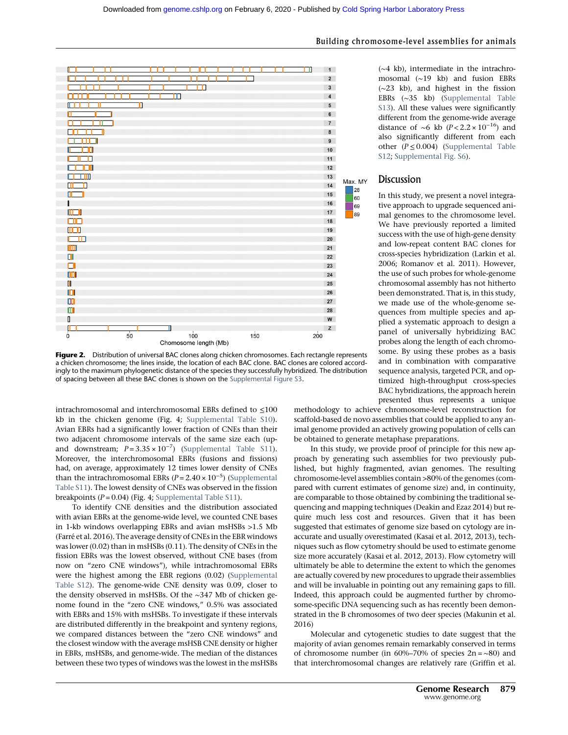Figure 2. Distribution of universal BAC clones along chicken chromosomes. Each rectangle represents a chicken chromosome; the lines inside, the location of each BAC clone. BAC clones are colored accordingly to the maximum phylogenetic distance of the species they successfully hybridized. The distribution of spacing between all these BAC clones is shown on the Supplemental Figure S3.

(~4 kb), intermediate in the intrachromosomal (~19 kb) and fusion EBRs (~23 kb), and highest in the fission EBRs (~35 kb) (Supplemental Table S13). All these values were significantly different from the genome-wide average distance of ~6 kb ($P < 2.2 \times 10^{-16}$) and also significantly different from each other ($P \leq 0.004$) (Supplemental Table S12; Supplemental Fig. S6).

intrachromosomal and interchromosomal EBRs defined to ≤100 kb in the chicken genome (Fig. 4; Supplemental Table S10). Avian EBRs had a significantly lower fraction of CNEs than their two adjacent chromosome intervals of the same size each (up- and downstream; $P = 3.35 \times 10^{-7}$) (Supplemental Table S11). Moreover, the interchromosomal EBRs (fusions and fissions) had, on average, approximately 12 times lower density of CNEs than the intrachromosomal EBRs ($P = 2.40 \times 10^{-5}$) (Supplemental Table S11). The lowest density of CNEs was observed in the fission breakpoints ($P = 0.04$) (Fig. 4; Supplemental Table S11).

To identify CNE densities and the distribution associated with avian EBRs at the genome-wide level, we counted CNE bases in 1-kb windows overlapping EBRs and avian msHSBs >1.5 Mb (Farré et al. 2016). The average density of CNEs in the EBR windows was lower (0.02) than in msHSBs (0.11). The density of CNEs in the fission EBRs was the lowest observed, without CNE bases (from now on "zero CNE windows"), while intrachromosomal EBRs were the highest among the EBR regions (0.02) (Supplemental Table S12). The genome-wide CNE density was 0.09, closer to the density observed in msHSBs. Of the ~347 Mb of chicken genome found in the "zero CNE windows," 0.5% was associated with EBRs and 15% with msHSBs. To investigate if these intervals are distributed differently in the breakpoint and synteny regions, we compared distances between the "zero CNE windows" and the closest window with the average msHSB CNE density or higher in EBRs, msHSBs, and genome-wide. The median of the distances between these two types of windows was the lowest in the msHSBs

## Discussion

In this study, we present a novel integrative approach to upgrade sequenced animal genomes to the chromosome level. We have previously reported a limited success with the use of high-gene density and low-repeat content BAC clones for cross-species hybridization (Larkin et al. 2006; Romanov et al. 2011). However, the use of such probes for whole-genome chromosomal assembly has not hitherto been demonstrated. That is, in this study, we made use of the whole-genome sequences from multiple species and applied a systematic approach to design a panel of universally hybridizing BAC probes along the length of each chromosome. By using these probes as a basis and in combination with comparative sequence analysis, targeted PCR, and optimized high-throughput cross-species BAC hybridizations, the approach herein presented thus represents a unique methodology to achieve chromosome-level reconstruction for scaffold-based de novo assemblies that could be applied to any animal genome provided an actively growing population of cells can be obtained to generate metaphase preparations.

In this study, we provide proof of principle for this new approach by generating such assemblies for two previously published, but highly fragmented, avian genomes. The resulting chromosome-level assemblies contain >80% of the genomes (compared with current estimates of genome size) and, in continuity, are comparable to those obtained by combining the traditional sequencing and mapping techniques (Deakin and Ezaz 2014) but require much less cost and resources. Given that it has been suggested that estimates of genome size based on cytology are inaccurate and usually overestimated (Kasai et al. 2012, 2013), techniques such as flow cytometry should be used to estimate genome size more accurately (Kasai et al. 2012, 2013). Flow cytometry will ultimately be able to determine the extent to which the genomes are actually covered by new procedures to upgrade their assemblies and will be invaluable in pointing out any remaining gaps to fill. Indeed, this approach could be augmented further by chromosome-specific DNA sequencing such as has recently been demonstrated in the B chromosomes of two deer species (Makunin et al. 2016)

Molecular and cytogenetic studies to date suggest that the majority of avian genomes remain remarkably conserved in terms of chromosome number (in 60%–70% of species 2n = ~80) and that interchromosomal changes are relatively rare (Griffin et al.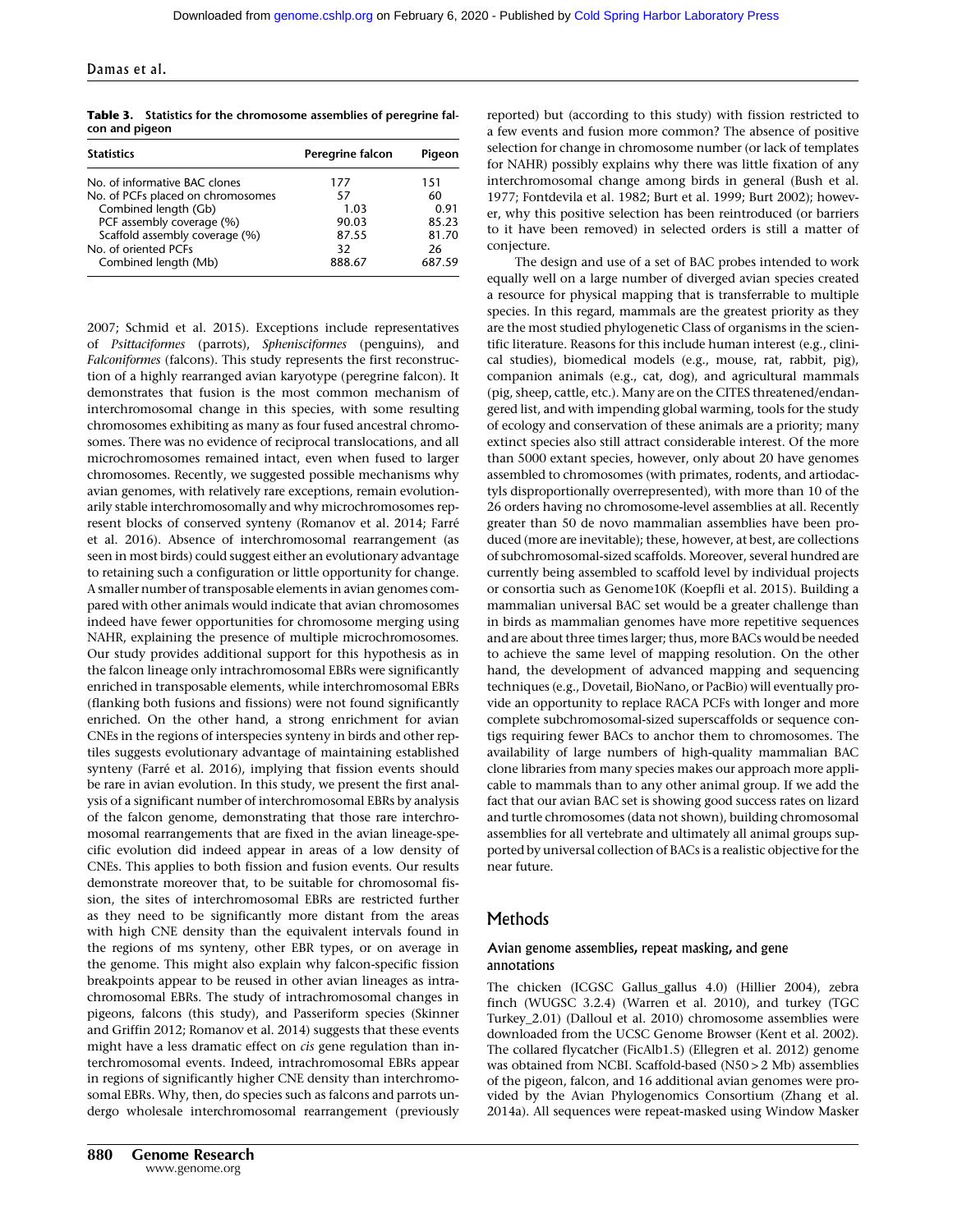**Table 3.** Statistics for the chromosome assemblies of peregrine falcon and pigeon

| Statistics | Peregrine falcon | Pigeon |
|---|---|---|
| No. of informative BAC clones | 177 | 151 |
| No. of PCFs placed on chromosomes | 57 | 60 |
| Combined length (Gb) | 1.03 | 0.91 |
| PCF assembly coverage (%) | 90.03 | 85.23 |
| Scaffold assembly coverage (%) | 87.55 | 81.70 |
| No. of oriented PCFs | 32 | 26 |
| Combined length (Mb) | 888.67 | 687.59 |

2007; Schmid et al. 2015). Exceptions include representatives of *Psittaciformes* (parrots), *Sphenisciformes* (penguins), and *Falconiformes* (falcons). This study represents the first reconstruction of a highly rearranged avian karyotype (peregrine falcon). It demonstrates that fusion is the most common mechanism of interchromosomal change in this species, with some resulting chromosomes exhibiting as many as four fused ancestral chromosomes. There was no evidence of reciprocal translocations, and all microchromosomes remained intact, even when fused to larger chromosomes. Recently, we suggested possible mechanisms why avian genomes, with relatively rare exceptions, remain evolutionarily stable interchromosomally and why microchromosomes represent blocks of conserved synteny (Romanov et al. 2014; Farré et al. 2016). Absence of interchromosomal rearrangement (as seen in most birds) could suggest either an evolutionary advantage to retaining such a configuration or little opportunity for change. A smaller number of transposable elements in avian genomes compared with other animals would indicate that avian chromosomes indeed have fewer opportunities for chromosome merging using NAHR, explaining the presence of multiple microchromosomes. Our study provides additional support for this hypothesis as in the falcon lineage only intrachromosomal EBRs were significantly enriched in transposable elements, while interchromosomal EBRs (flanking both fusions and fissions) were not found significantly enriched. On the other hand, a strong enrichment for avian CNEs in the regions of interspecies synteny in birds and other reptiles suggests evolutionary advantage of maintaining established synteny (Farré et al. 2016), implying that fission events should be rare in avian evolution. In this study, we present the first analysis of a significant number of interchromosomal EBRs by analysis of the falcon genome, demonstrating that those rare interchromosomal rearrangements that are fixed in the avian lineage-specific evolution did indeed appear in areas of a low density of CNEs. This applies to both fission and fusion events. Our results demonstrate moreover that, to be suitable for chromosomal fission, the sites of interchromosomal EBRs are restricted further as they need to be significantly more distant from the areas with high CNE density than the equivalent intervals found in the regions of ms synteny, other EBR types, or on average in the genome. This might also explain why falcon-specific fission breakpoints appear to be reused in other avian lineages as intrachromosomal EBRs. The study of intrachromosomal changes in pigeons, falcons (this study), and Passeriform species (Skinner and Griffin 2012; Romanov et al. 2014) suggests that these events might have a less dramatic effect on *cis* gene regulation than interchromosomal events. Indeed, intrachromosomal EBRs appear in regions of significantly higher CNE density than interchromosomal EBRs. Why, then, do species such as falcons and parrots undergo wholesale interchromosomal rearrangement (previously reported) but (according to this study) with fission restricted to a few events and fusion more common? The absence of positive selection for change in chromosome number (or lack of templates for NAHR) possibly explains why there was little fixation of any interchromosomal change among birds in general (Bush et al. 1977; Fontdevila et al. 1982; Burt et al. 1999; Burt 2002); however, why this positive selection has been reintroduced (or barriers to it have been removed) in selected orders is still a matter of conjecture.

The design and use of a set of BAC probes intended to work equally well on a large number of diverged avian species created a resource for physical mapping that is transferrable to multiple species. In this regard, mammals are the greatest priority as they are the most studied phylogenetic Class of organisms in the scientific literature. Reasons for this include human interest (e.g., clinical studies), biomedical models (e.g., mouse, rat, rabbit, pig), companion animals (e.g., cat, dog), and agricultural mammals (pig, sheep, cattle, etc.). Many are on the CITES threatened/endangered list, and with impending global warming, tools for the study of ecology and conservation of these animals are a priority; many extinct species also still attract considerable interest. Of the more than 5000 extant species, however, only about 20 have genomes assembled to chromosomes (with primates, rodents, and artiodactyls disproportionately overrepresented), with more than 10 of the 26 orders having no chromosome-level assemblies at all. Recently greater than 50 de novo mammalian assemblies have been produced (more are inevitable); these, however, at best, are collections of subchromosomal-sized scaffolds. Moreover, several hundred are currently being assembled to scaffold level by individual projects or consortia such as Genome10K (Koepfli et al. 2015). Building a mammalian universal BAC set would be a greater challenge than in birds as mammalian genomes have more repetitive sequences and are about three times larger; thus, more BACs would be needed to achieve the same level of mapping resolution. On the other hand, the development of advanced mapping and sequencing techniques (e.g., Dovetail, BioNano, or PacBio) will eventually provide an opportunity to replace RACA PCFs with longer and more complete subchromosomal-sized superscaffolds or sequence contigs requiring fewer BACs to anchor them to chromosomes. The availability of large numbers of high-quality mammalian BAC clone libraries from many species makes our approach more applicable to mammals than to any other animal group. If we add the fact that our avian BAC set is showing good success rates on lizard and turtle chromosomes (data not shown), building chromosomal assemblies for all vertebrate and ultimately all animal groups supported by universal collection of BACs is a realistic objective for the near future.

## Methods

### Avian genome assemblies, repeat masking, and gene annotations

The chicken (ICGSC Gallus_gallus 4.0) (Hillier 2004), zebra finch (WUGSC 3.2.4) (Warren et al. 2010), and turkey (TGC Turkey_2.01) (Dalloul et al. 2010) chromosome assemblies were downloaded from the UCSC Genome Browser (Kent et al. 2002). The collared flycatcher (FicAlb1.5) (Ellegren et al. 2012) genome was obtained from NCBI. Scaffold-based (N50 > 2 Mb) assemblies of the pigeon, falcon, and 16 additional avian genomes were provided by the Avian Phylogenomics Consortium (Zhang et al. 2014a). All sequences were repeat-masked using Window Masker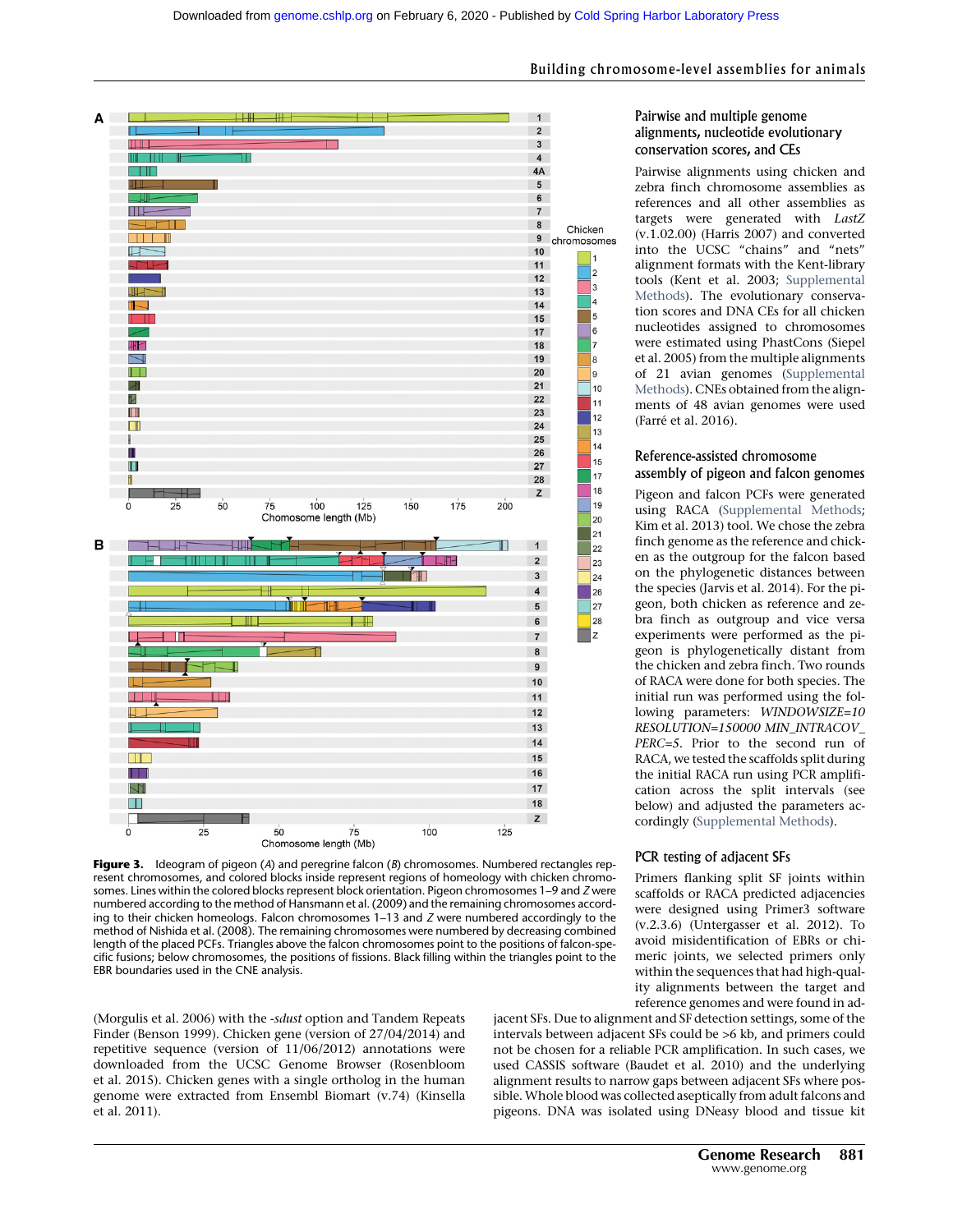**Figure 3.** Ideogram of pigeon (*A*) and peregrine falcon (*B*) chromosomes. Numbered rectangles represent chromosomes, and colored blocks inside represent regions of homeology with chicken chromosomes. Lines within the colored blocks represent block orientation. Pigeon chromosomes 1–9 and *Z* were numbered according to the method of Hansmann et al. (2009) and the remaining chromosomes according to their chicken homeologs. Falcon chromosomes 1–13 and *Z* were numbered accordingly to the method of Nishida et al. (2008). The remaining chromosomes were numbered by decreasing combined length of the placed PCFs. Triangles above the falcon chromosomes point to the positions of falcon-specific fusions; below chromosomes, the positions of fissions. Black filling within the triangles point to the EBR boundaries used in the CNE analysis.

(Morgulis et al. 2006) with the -*sdust* option and Tandem Repeats Finder (Benson 1999). Chicken gene (version of 27/04/2014) and repetitive sequence (version of 11/06/2012) annotations were downloaded from the UCSC Genome Browser (Rosenbloom et al. 2015). Chicken genes with a single ortholog in the human genome were extracted from Ensembl Biomart (v.74) (Kinsella et al. 2011).

### Pairwise and multiple genome alignments, nucleotide evolutionary conservation scores, and CEs

Pairwise alignments using chicken and zebra finch chromosome assemblies as references and all other assemblies as targets were generated with *LastZ* (v.1.02.00) (Harris 2007) and converted into the UCSC "chains" and "nets" alignment formats with the Kent-library tools (Kent et al. 2003; Supplemental Methods). The evolutionary conservation scores and DNA CEs for all chicken nucleotides assigned to chromosomes were estimated using PhastCons (Siepel et al. 2005) from the multiple alignments of 21 avian genomes (Supplemental Methods). CNEs obtained from the alignments of 48 avian genomes were used (Farré et al. 2016).

### Reference-assisted chromosome assembly of pigeon and falcon genomes

Pigeon and falcon PCFs were generated using RACA (Supplemental Methods; Kim et al. 2013) tool. We chose the zebra finch genome as the reference and chicken as the outgroup for the falcon based on the phylogenetic distances between the species (Jarvis et al. 2014). For the pigeon, both chicken as reference and zebra finch as outgroup and vice versa experiments were performed as the pigeon is phylogenetically distant from the chicken and zebra finch. Two rounds of RACA were done for both species. The initial run was performed using the following parameters: *WINDOWSIZE=10 RESOLUTION=150000 MIN_INTRACOV_PERC=5*. Prior to the second run of RACA, we tested the scaffolds split during the initial RACA run using PCR amplification across the split intervals (see below) and adjusted the parameters accordingly (Supplemental Methods).

### PCR testing of adjacent SFs

Primers flanking split SF joints within scaffolds or RACA predicted adjacencies were designed using Primer3 software (v.2.3.6) (Untergasser et al. 2012). To avoid misidentification of EBRs or chimeric joints, we selected primers only within the sequences that had high-quality alignments between the target and reference genomes and were found in adjacent SFs. Due to alignment and SF detection settings, some of the intervals between adjacent SFs could be >6 kb, and primers could not be chosen for a reliable PCR amplification. In such cases, we used CASSIS software (Baudet et al. 2010) and the underlying alignment results to narrow gaps between adjacent SFs where possible. Whole blood was collected aseptically from adult falcons and pigeons. DNA was isolated using DNeasy blood and tissue kit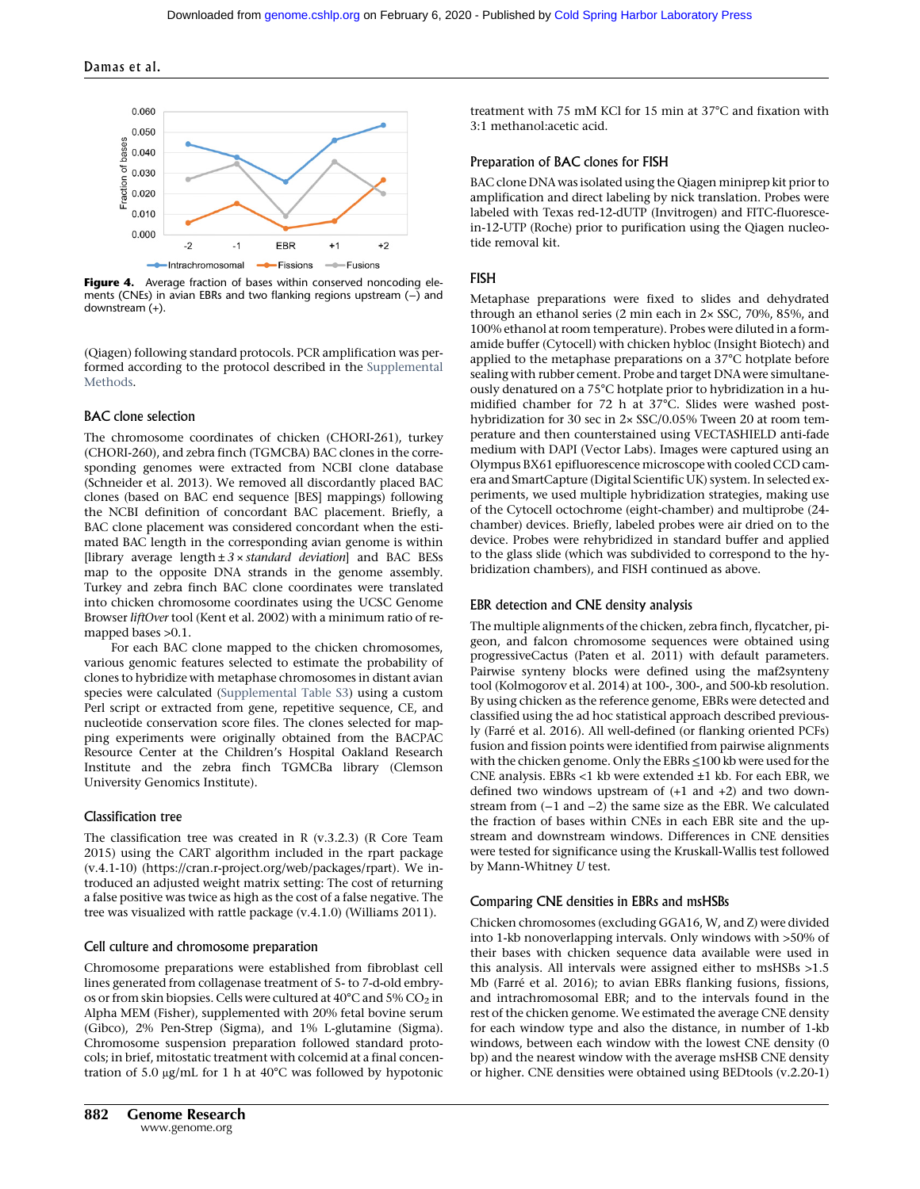**Figure 4.** Average fraction of bases within conserved noncoding elements (CNEs) in avian EBRs and two flanking regions upstream (−) and downstream (+).

(Qiagen) following standard protocols. PCR amplification was performed according to the protocol described in the Supplemental Methods.

### BAC clone selection

The chromosome coordinates of chicken (CHORI-261), turkey (CHORI-260), and zebra finch (TGMCBA) BAC clones in the corresponding genomes were extracted from NCBI clone database (Schneider et al. 2013). We removed all discordantly placed BAC clones (based on BAC end sequence [BES] mappings) following the NCBI definition of concordant BAC placement. Briefly, a BAC clone placement was considered concordant when the estimated BAC length in the corresponding avian genome is within [library average length ± 3 × *standard deviation*] and BAC BESs map to the opposite DNA strands in the genome assembly. Turkey and zebra finch BAC clone coordinates were translated into chicken chromosome coordinates using the UCSC Genome Browser *liftOver* tool (Kent et al. 2002) with a minimum ratio of remapped bases >0.1.

For each BAC clone mapped to the chicken chromosomes, various genomic features selected to estimate the probability of clones to hybridize with metaphase chromosomes in distant avian species were calculated (Supplemental Table S3) using a custom Perl script or extracted from gene, repetitive sequence, CE, and nucleotide conservation score files. The clones selected for mapping experiments were originally obtained from the BACPAC Resource Center at the Children's Hospital Oakland Research Institute and the zebra finch TGMCBa library (Clemson University Genomics Institute).

### Classification tree

The classification tree was created in R (v.3.2.3) (R Core Team 2015) using the CART algorithm included in the rpart package (v.4.1-10) (https://cran.r-project.org/web/packages/rpart). We introduced an adjusted weight matrix setting: The cost of returning a false positive was twice as high as the cost of a false negative. The tree was visualized with rattle package (v.4.1.0) (Williams 2011).

### Cell culture and chromosome preparation

Chromosome preparations were established from fibroblast cell lines generated from collagenase treatment of 5- to 7-d-old embryos or from skin biopsies. Cells were cultured at 40°C and 5% $CO_2$ in Alpha MEM (Fisher), supplemented with 20% fetal bovine serum (Gibco), 2% Pen-Strep (Sigma), and 1% L-glutamine (Sigma). Chromosome suspension preparation followed standard protocols; in brief, mitostatic treatment with colcemid at a final concentration of 5.0 µg/mL for 1 h at 40°C was followed by hypotonic treatment with 75 mM KCl for 15 min at 37°C and fixation with 3:1 methanol:acetic acid.

### Preparation of BAC clones for FISH

BAC clone DNA was isolated using the Qiagen miniprep kit prior to amplification and direct labeling by nick translation. Probes were labeled with Texas red-12-dUTP (Invitrogen) and FITC-fluorescein-12-UTP (Roche) prior to purification using the Qiagen nucleotide removal kit.

### FISH

Metaphase preparations were fixed to slides and dehydrated through an ethanol series (2 min each in 2× SSC, 70%, 85%, and 100% ethanol at room temperature). Probes were diluted in a formamide buffer (Cytocell) with chicken hybloc (Insight Biotech) and applied to the metaphase preparations on a 37°C hotplate before sealing with rubber cement. Probe and target DNA were simultaneously denatured on a 75°C hotplate prior to hybridization in a humidified chamber for 72 h at 37°C. Slides were washed post-hybridization for 30 sec in 2× SSC/0.05% Tween 20 at room temperature and then counterstained using VECTASHIELD anti-fade medium with DAPI (Vector Labs). Images were captured using an Olympus BX61 epifluorescence microscope with cooled CCD camera and SmartCapture (Digital Scientific UK) system. In selected experiments, we used multiple hybridization strategies, making use of the Cytocell octochrome (eight-chamber) and multiprobe (24-chamber) devices. Briefly, labeled probes were air dried on to the device. Probes were rehybridized in standard buffer and applied to the glass slide (which was subdivided to correspond to the hybridization chambers), and FISH continued as above.

### EBR detection and CNE density analysis

The multiple alignments of the chicken, zebra finch, flycatcher, pigeon, and falcon chromosome sequences were obtained using progressiveCactus (Paten et al. 2011) with default parameters. Pairwise synteny blocks were defined using the maf2synteny tool (Kolmogorov et al. 2014) at 100-, 300-, and 500-kb resolution. By using chicken as the reference genome, EBRs were detected and classified using the ad hoc statistical approach described previously (Farré et al. 2016). All well-defined (or flanking oriented PCFs) fusion and fission points were identified from pairwise alignments with the chicken genome. Only the EBRs ≤100 kb were used for the CNE analysis. EBRs <1 kb were extended ±1 kb. For each EBR, we defined two windows upstream of (+1 and +2) and two downstream from (−1 and −2) the same size as the EBR. We calculated the fraction of bases within CNEs in each EBR site and the upstream and downstream windows. Differences in CNE densities were tested for significance using the Kruskall-Wallis test followed by Mann-Whitney *U* test.

### Comparing CNE densities in EBRs and msHSBs

Chicken chromosomes (excluding GGA16, W, and Z) were divided into 1-kb nonoverlapping intervals. Only windows with >50% of their bases with chicken sequence data available were used in this analysis. All intervals were assigned either to msHSBs >1.5 Mb (Farré et al. 2016); to avian EBRs flanking fusions, fissions, and intrachromosomal EBR; and to the intervals found in the rest of the chicken genome. We estimated the average CNE density for each window type and also the distance, in number of 1-kb windows, between each window with the lowest CNE density (0 bp) and the nearest window with the average msHSB CNE density or higher. CNE densities were obtained using BEDtools (v.2.20-1)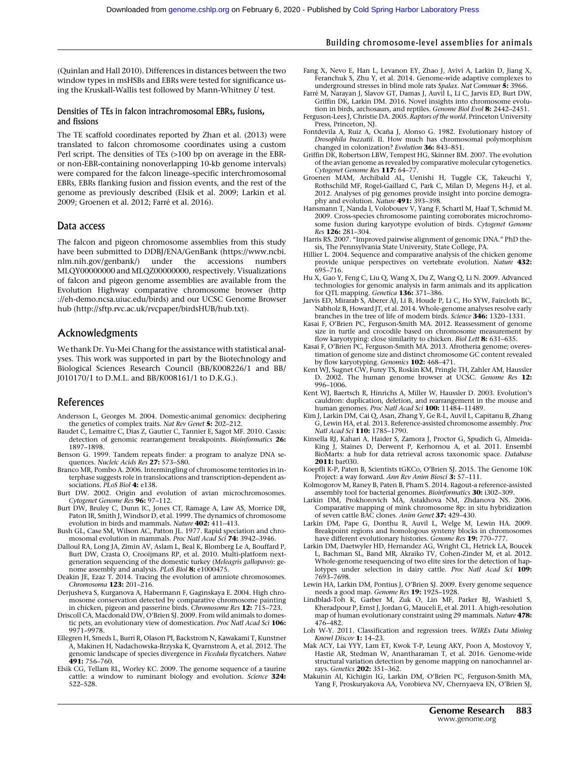(Quinlan and Hall 2010). Differences in distances between the two window types in msHSBs and EBRs were tested for significance using the Kruskall-Wallis test followed by Mann-Whitney *U* test.

### Densities of TEs in falcon intrachromosomal EBRs, fusions, and fissions

The TE scaffold coordinates reported by Zhan et al. (2013) were translated to falcon chromosome coordinates using a custom Perl script. The densities of TEs (>100 bp on average in the EBR- or non-EBR-containing nonoverlapping 10-kb genome intervals) were compared for the falcon lineage–specific interchromosomal EBRs, EBRs flanking fusion and fission events, and the rest of the genome as previously described (Elsik et al. 2009; Larkin et al. 2009; Groenen et al. 2012; Farré et al. 2016).

## Data access

The falcon and pigeon chromosome assemblies from this study have been submitted to DDBJ/ENA/GenBank (https://www.ncbi.nlm.nih.gov/genbank/) under the accessions numbers MLQY00000000 and MLQZ00000000, respectively. Visualizations of falcon and pigeon genome assemblies are available from the Evolution Highway comparative chromosome browser (http://eh-demo.ncsa.uiuc.edu/birds) and our UCSC Genome Browser hub (http://sftp.rvc.ac.uk/rvcpaper/birdsHUB/hub.txt).

## Acknowledgments

We thank Dr. Yu-Mei Chang for the assistance with statistical analyses. This work was supported in part by the Biotechnology and Biological Sciences Research Council (BB/K008226/1 and BB/J010170/1 to D.M.L. and BB/K008161/1 to D.K.G.).

## References

Andersson L, Georges M. 2004. Domestic-animal genomics: deciphering the genetics of complex traits. *Nat Rev Genet* **5:** 202–212.

Baudet C, Lemaitre C, Dias Z, Gautier C, Tannier E, Sagot MF. 2010. Cassis: detection of genomic rearrangement breakpoints. *Bioinformatics* **26:** 1897–1898.

Benson G. 1999. Tandem repeats finder: a program to analyze DNA sequences. *Nucleic Acids Res* **27:** 573–580.

Branco MR, Pombo A. 2006. Intermingling of chromosome territories in interphase suggests role in translocations and transcription-dependent associations. *PLoS Biol* **4:** e138.

Burt DW. 2002. Origin and evolution of avian microchromosomes. *Cytogenet Genome Res* **96:** 97–112.

Burt DW, Bruley C, Dunn IC, Jones CT, Ramage A, Law AS, Morrice DR, Paton IR, Smith J, Windsor D, et al. 1999. The dynamics of chromosome evolution in birds and mammals. *Nature* **402:** 411–413.

Bush GL, Case SM, Wilson AC, Patton JL. 1977. Rapid speciation and chromosomal evolution in mammals. *Proc Natl Acad Sci* **74:** 3942–3946.

Dalloul RA, Long JA, Zimin AV, Aslam L, Beal K, Blomberg Le A, Bouffard P, Burt DW, Crasta O, Crooijmans RP, et al. 2010. Multi-platform next-generation sequencing of the domestic turkey (*Meleagris gallopavo*): genome assembly and analysis. *PLoS Biol* **8:** e1000475.

Deakin JE, Ezaz T. 2014. Tracing the evolution of amniote chromosomes. *Chromosoma* **123:** 201–216.

Derjusheva S, Kurganova A, Habermann F, Gaginskaya E. 2004. High chromosome conservation detected by comparative chromosome painting in chicken, pigeon and passerine birds. *Chromosome Res* **12:** 715–723.

Driscoll CA, Macdonald DW, O'Brien SJ. 2009. From wild animals to domestic pets, an evolutionary view of domestication. *Proc Natl Acad Sci* **106:** 9971–9978.

Ellegren H, Smeds L, Burri R, Olason PI, Backstrom N, Kawakami T, Kunstner A, Makinen H, Nadachowska-Brzyska K, Qvarnstrom A, et al. 2012. The genomic landscape of species divergence in *Ficedula* flycatchers. *Nature* **491:** 756–760.

Elsik CG, Tellam RL, Worley KC. 2009. The genome sequence of a taurine cattle: a window to ruminant biology and evolution. *Science* **324:** 522–528.

Fang X, Nevo E, Han L, Levanon EY, Zhao J, Avivi A, Larkin D, Jiang X, Feranchuk S, Zhu Y, et al. 2014. Genome-wide adaptive complexes to underground stresses in blind mole rats *Spalax*. *Nat Commun* **5:** 3966.

Farré M, Narayan J, Slavov GT, Damas J, Auvil L, Li C, Jarvis ED, Burt DW, Griffin DK, Larkin DM. 2016. Novel insights into chromosome evolution in birds, archosaurs, and reptiles. *Genome Biol Evol* **8:** 2442–2451.

Ferguson-Lees J, Christie DA. 2005. *Raptors of the world*. Princeton University Press, Princeton, NJ.

Fontdevila A, Ruiz A, Ocaña J, Alonso G. 1982. Evolutionary history of *Drosophila buzzatii*. II. How much has chromosomal polymorphism changed in colonization? *Evolution* **36:** 843–851.

Griffin DK, Robertson LBW, Tempest HG, Skinner BM. 2007. The evolution of the avian genome as revealed by comparative molecular cytogenetics. *Cytogenet Genome Res* **117:** 64–77.

Groenen MAM, Archibald AL, Uenishi H, Tuggle CK, Takeuchi Y, Rothschild MF, Rogel-Gaillard C, Park C, Milan D, Megens H-J, et al. 2012. Analyses of pig genomes provide insight into porcine demography and evolution. *Nature* **491:** 393–398.

Hansmann T, Nanda I, Volobouev V, Yang F, Schartl M, Haaf T, Schmid M. 2009. Cross-species chromosome painting corroborates microchromosome fusion during karyotype evolution of birds. *Cytogenet Genome Res* **126:** 281–304.

Harris RS. 2007. "Improved pairwise alignment of genomic DNA." PhD thesis, The Pennsylvania State University, State College, PA.

Hillier L. 2004. Sequence and comparative analysis of the chicken genome provide unique perspectives on vertebrate evolution. *Nature* **432:** 695–716.

Hu X, Gao Y, Feng C, Liu Q, Wang X, Du Z, Wang Q, Li N. 2009. Advanced technologies for genomic analysis in farm animals and its application for QTL mapping. *Genetica* **136:** 371–386.

Jarvis ED, Mirarab S, Aberer AJ, Li B, Houde P, Li C, Ho SYW, Faircloth BC, Nabholz B, Howard JT, et al. 2014. Whole-genome analyses resolve early branches in the tree of life of modern birds. *Science* **346:** 1320–1331.

Kasai F, O'Brien PC, Ferguson-Smith MA. 2012. Reassessment of genome size in turtle and crocodile based on chromosome measurement by flow karyotyping: close similarity to chicken. *Biol Lett* **8:** 631–635.

Kasai F, O'Brien PC, Ferguson-Smith MA. 2013. Afrotheria genome; overestimation of genome size and distinct chromosome GC content revealed by flow karyotyping. *Genomics* **102:** 468–471.

Kent WJ, Sugnet CW, Furey TS, Roskin KM, Pringle TH, Zahler AM, Haussler D. 2002. The human genome browser at UCSC. *Genome Res* **12:** 996–1006.

Kent WJ, Baertsch R, Hinrichs A, Miller W, Haussler D. 2003. Evolution's cauldron: duplication, deletion, and rearrangement in the mouse and human genomes. *Proc Natl Acad Sci* **100:** 11484–11489.

Kim J, Larkin DM, Cai Q, Asan, Zhang Y, Ge R-L, Auvil L, Capitanu B, Zhang G, Lewin HA, et al. 2013. Reference-assisted chromosome assembly. *Proc Natl Acad Sci* **110:** 1785–1790.

Kinsella RJ, Kahari A, Haider S, Zamora J, Proctor G, Spudich G, Almeida-King J, Staines D, Derwent P, Kerhornou A, et al. 2011. Ensembl BioMarts: a hub for data retrieval across taxonomic space. *Database* **2011:** bar030.

Koepfli K-P, Paten B, Scientists tGKCo, O'Brien SJ. 2015. The Genome 10K Project: a way forward. *Ann Rev Anim Biosci* **3:** 57–111.

Kolmogorov M, Raney B, Paten B, Pham S. 2014. Ragout-a reference-assisted assembly tool for bacterial genomes. *Bioinformatics* **30:** i302–309.

Larkin DM, Prokhorovich MA, Astakhova NM, Zhdanova NS. 2006. Comparative mapping of mink chromosome 8p: in situ hybridization of seven cattle BAC clones. *Anim Genet* **37:** 429–430.

Larkin DM, Pape G, Donthu R, Auvil L, Welge M, Lewin HA. 2009. Breakpoint regions and homologous synteny blocks in chromosomes have different evolutionary histories. *Genome Res* **19:** 770–777.

Larkin DM, Daetwyler HD, Hernandez AG, Wright CL, Hetrick LA, Boucek L, Bachman SL, Band MR, Akraiko TV, Cohen-Zinder M, et al. 2012. Whole-genome resequencing of two elite sires for the detection of haplotypes under selection in dairy cattle. *Proc Natl Acad Sci* **109:** 7693–7698.

Lewin HA, Larkin DM, Pontius J, O'Brien SJ. 2009. Every genome sequence needs a good map. *Genome Res* **19:** 1925–1928.

Lindblad-Toh K, Garber M, Zuk O, Lin MF, Parker BJ, Washietl S, Kheradpour P, Ernst J, Jordan G, Mauceli E, et al. 2011. A high-resolution map of human evolutionary constraint using 29 mammals. *Nature* **478:** 476–482.

Loh W-Y. 2011. Classification and regression trees. *WIREs Data Mining Knowl Discov* **1:** 14–23.

Mak ACY, Lai YYY, Lam ET, Kwok T-P, Leung AKY, Poon A, Mostovoy Y, Hastie AR, Stedman W, Anantharaman T, et al. 2016. Genome-wide structural variation detection by genome mapping on nanochannel arrays. *Genetics* **202:** 351–362.

Makunin AI, Kichigin IG, Larkin DM, O'Brien PC, Ferguson-Smith MA, Yang F, Proskuryakova AA, Vorobieva NV, Chernyaeva EN, O'Brien SJ,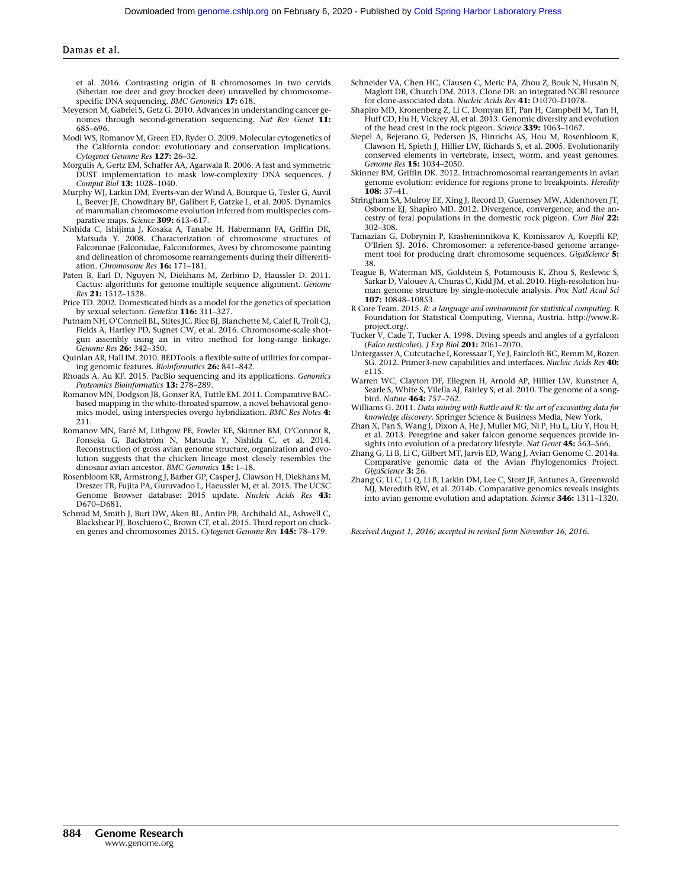et al. 2016. Contrasting origin of B chromosomes in two cervids (Siberian roe deer and grey brocket deer) unravelled by chromosome-specific DNA sequencing. *BMC Genomics* **17:** 618.

Meyerson M, Gabriel S, Getz G. 2010. Advances in understanding cancer genomes through second-generation sequencing. *Nat Rev Genet* **11:** 685–696.

Modi WS, Romanov M, Green ED, Ryder O. 2009. Molecular cytogenetics of the California condor: evolutionary and conservation implications. *Cytogenet Genome Res* **127:** 26–32.

Morgulis A, Gertz EM, Schaffer AA, Agarwala R. 2006. A fast and symmetric DUST implementation to mask low-complexity DNA sequences. *J Comput Biol* **13:** 1028–1040.

Murphy WJ, Larkin DM, Everts-van der Wind A, Bourque G, Tesler G, Auvil L, Beever JE, Chowdhary BP, Galibert F, Gatzke L, et al. 2005. Dynamics of mammalian chromosome evolution inferred from multispecies comparative maps. *Science* **309:** 613–617.

Nishida C, Ishijima J, Kosaka A, Tanabe H, Habermann FA, Griffin DK, Matsuda Y. 2008. Characterization of chromosome structures of Falconinae (Falconidae, Falconiformes, Aves) by chromosome painting and delineation of chromosome rearrangements during their differentiation. *Chromosome Res* **16:** 171–181.

Paten B, Earl D, Nguyen N, Diekhans M, Zerbino D, Haussler D. 2011. Cactus: algorithms for genome multiple sequence alignment. *Genome Res* **21:** 1512–1528.

Price TD. 2002. Domesticated birds as a model for the genetics of speciation by sexual selection. *Genetica* **116:** 311–327.

Putnam NH, O'Connell BL, Stites JC, Rice BJ, Blanchette M, Calef R, Troll CJ, Fields A, Hartley PD, Sugnet CW, et al. 2016. Chromosome-scale shotgun assembly using an in vitro method for long-range linkage. *Genome Res* **26:** 342–350.

Quinlan AR, Hall IM. 2010. BEDTools: a flexible suite of utilities for comparing genomic features. *Bioinformatics* **26:** 841–842.

Rhoads A, Au KF. 2015. PacBio sequencing and its applications. *Genomics Proteomics Bioinformatics* **13:** 278–289.

Romanov MN, Dodgson JB, Gonser RA, Tuttle EM. 2011. Comparative BAC-based mapping in the white-throated sparrow, a novel behavioral genomics model, using interspecies overgo hybridization. *BMC Res Notes* **4:** 211.

Romanov MN, Farré M, Lithgow PE, Fowler KE, Skinner BM, O'Connor R, Fonseka G, Backström N, Matsuda Y, Nishida C, et al. 2014. Reconstruction of gross avian genome structure, organization and evolution suggests that the chicken lineage most closely resembles the dinosaur avian ancestor. *BMC Genomics* **15:** 1–18.

Rosenbloom KR, Armstrong J, Barber GP, Casper J, Clawson H, Diekhans M, Dreszer TR, Fujita PA, Guruvadoo L, Haeussler M, et al. 2015. The UCSC Genome Browser database: 2015 update. *Nucleic Acids Res* **43:** D670–D681.

Schmid M, Smith J, Burt DW, Aken BL, Antin PB, Archibald AL, Ashwell C, Blackshear PJ, Boschiero C, Brown CT, et al. 2015. Third report on chicken genes and chromosomes 2015. *Cytogenet Genome Res* **145:** 78–179.

Schneider VA, Chen HC, Clausen C, Meric PA, Zhou Z, Bouk N, Husain N, Maglott DR, Church DM. 2013. Clone DB: an integrated NCBI resource for clone-associated data. *Nucleic Acids Res* **41:** D1070–D1078.

Shapiro MD, Kronenberg Z, Li C, Domyan ET, Pan H, Campbell M, Tan H, Huff CD, Hu H, Vickrey AI, et al. 2013. Genomic diversity and evolution of the head crest in the rock pigeon. *Science* **339:** 1063–1067.

Siepel A, Bejerano G, Pedersen JS, Hinrichs AS, Hou M, Rosenbloom K, Clawson H, Spieth J, Hillier LW, Richards S, et al. 2005. Evolutionarily conserved elements in vertebrate, insect, worm, and yeast genomes. *Genome Res* **15:** 1034–2050.

Skinner BM, Griffin DK. 2012. Intrachromosomal rearrangements in avian genome evolution: evidence for regions prone to breakpoints. *Heredity* **108:** 37–41.

Stringham SA, Mulroy EE, Xing J, Record D, Guernsey MW, Aldenhoven JT, Osborne EJ, Shapiro MD. 2012. Divergence, convergence, and the ancestry of feral populations in the domestic rock pigeon. *Curr Biol* **22:** 302–308.

Tamazian G, Dobrynin P, Krasheninnikova K, Komissarov A, Koepfli KP, O'Brien SJ. 2016. Chromosomer: a reference-based genome arrangement tool for producing draft chromosome sequences. *GigaScience* **5:** 38.

Teague B, Waterman MS, Goldstein S, Potamousis K, Zhou S, Reslewic S, Sarkar D, Valouev A, Churas C, Kidd JM, et al. 2010. High-resolution human genome structure by single-molecule analysis. *Proc Natl Acad Sci* **107:** 10848–10853.

R Core Team. 2015. *R: a language and environment for statistical computing*. R Foundation for Statistical Computing, Vienna, Austria. http://www.R-project.org/.

Tucker V, Cade T, Tucker A. 1998. Diving speeds and angles of a gyrfalcon (*Falco rusticolus*). *J Exp Biol* **201:** 2061–2070.

Untergasser A, Cutcutache I, Koressaar T, Ye J, Faircloth BC, Remm M, Rozen SG. 2012. Primer3-new capabilities and interfaces. *Nucleic Acids Res* **40:** e115.

Warren WC, Clayton DF, Ellegren H, Arnold AP, Hillier LW, Kunstner A, Searle S, White S, Vilella AJ, Fairley S, et al. 2010. The genome of a songbird. *Nature* **464:** 757–762.

Williams G. 2011. *Data mining with Rattle and R: the art of excavating data for knowledge discovery*. Springer Science & Business Media, New York.

Zhan X, Pan S, Wang J, Dixon A, He J, Muller MG, Ni P, Hu L, Liu Y, Hou H, et al. 2013. Peregrine and saker falcon genome sequences provide insights into evolution of a predatory lifestyle. *Nat Genet* **45:** 563–566.

Zhang G, Li B, Li C, Gilbert MT, Jarvis ED, Wang J, Avian Genome C. 2014a. Comparative genomic data of the Avian Phylogenomics Project. *GigaScience* **3:** 26.

Zhang G, Li C, Li Q, Li B, Larkin DM, Lee C, Storz JF, Antunes A, Greenwold MJ, Meredith RW, et al. 2014b. Comparative genomics reveals insights into avian genome evolution and adaptation. *Science* **346:** 1311–1320.

*Received August 1, 2016; accepted in revised form November 16, 2016.*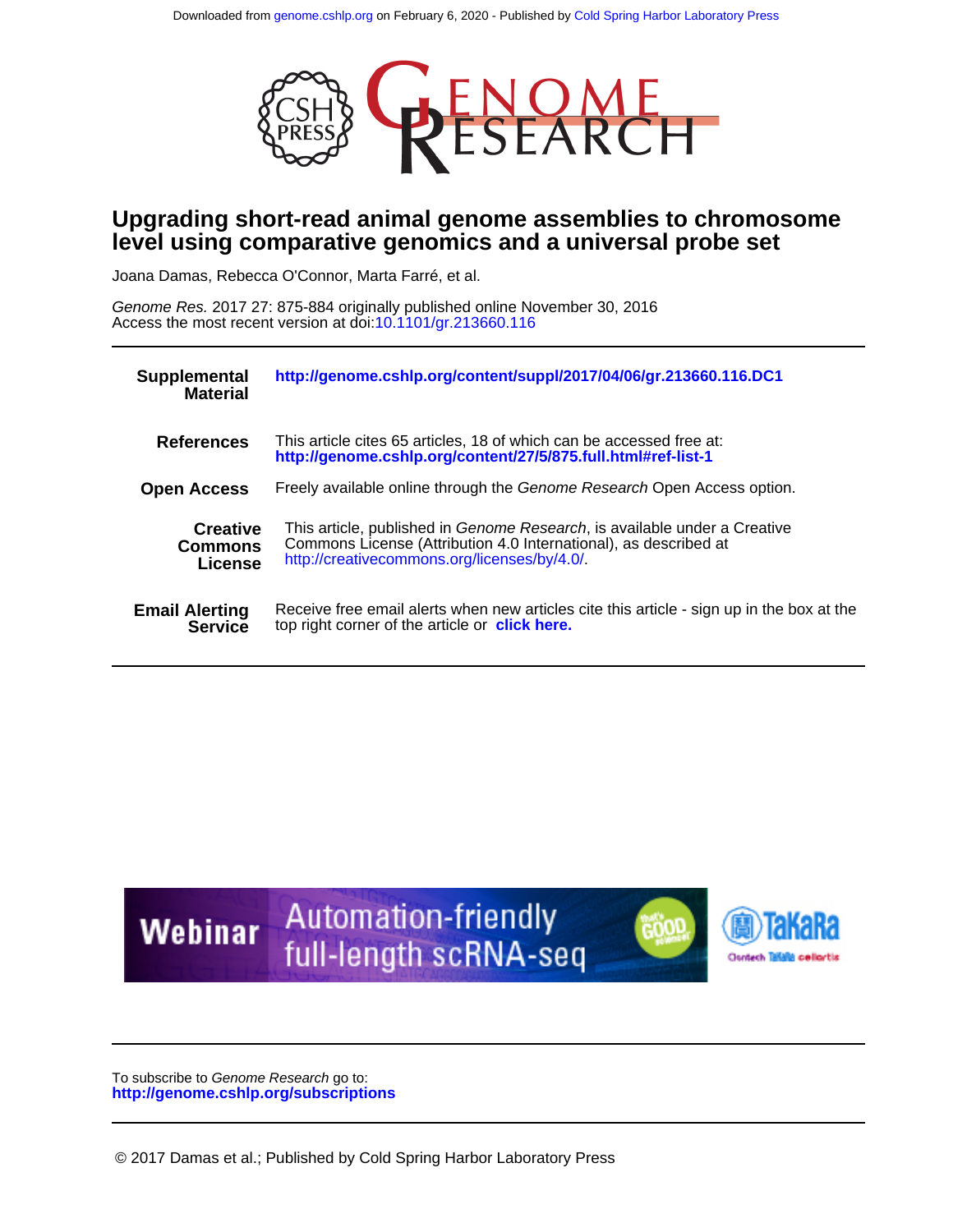Downloaded from genome.cshlp.org on February 6, 2020 - Published by Cold Spring Harbor Laboratory Press

# Upgrading short-read animal genome assemblies to chromosome level using comparative genomics and a universal probe set

Joana Damas, Rebecca O'Connor, Marta Farré, et al.

*Genome Res.* 2017 27: 875-884 originally published online November 30, 2016
Access the most recent version at doi:10.1101/gr.213660.116

| | |
|---|---|
| **Supplemental Material** | **http://genome.cshlp.org/content/suppl/2017/04/06/gr.213660.116.DC1** |
| **References** | This article cites 65 articles, 18 of which can be accessed free at: **http://genome.cshlp.org/content/27/5/875.full.html#ref-list-1** |
| **Open Access** | Freely available online through the *Genome Research* Open Access option. |
| **Creative Commons License** | This article, published in *Genome Research*, is available under a Creative Commons License (Attribution 4.0 International), as described at http://creativecommons.org/licenses/by/4.0/. |
| **Email Alerting Service** | Receive free email alerts when new articles cite this article - sign up in the box at the top right corner of the article or **click here.** |

To subscribe to *Genome Research* go to:
**http://genome.cshlp.org/subscriptions**

© 2017 Damas et al.; Published by Cold Spring Harbor Laboratory Press